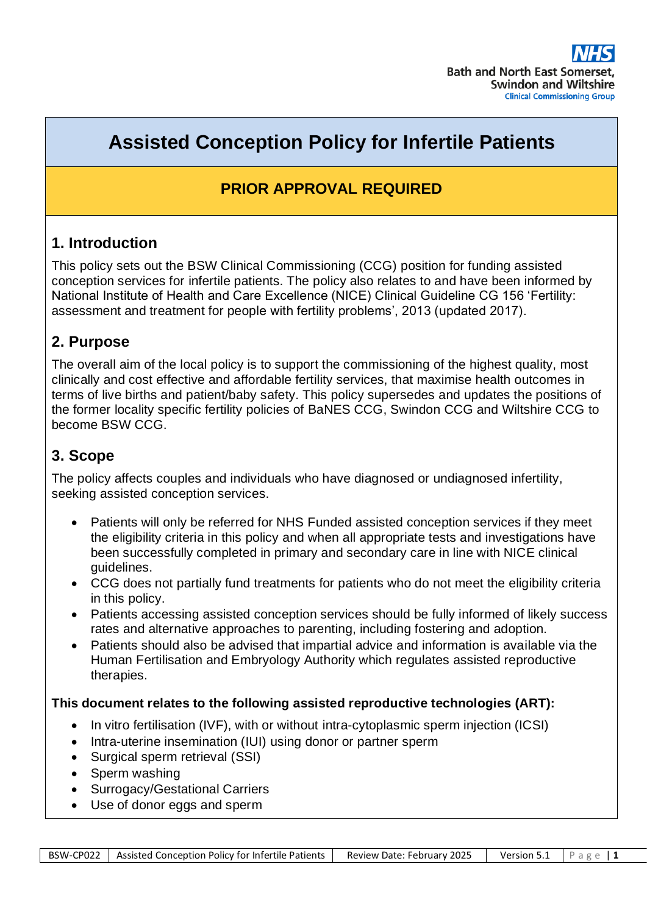# Assisted Conception Policy for Infertile Patients

**PRIOR APPROVAL REQUIRED**

## 1. Introduction

This policy sets out the BSW Clinical Commissioning (CCG) position for funding assisted conception services for infertile patients. The policy also relates to and have been informed by National Institute of Health and Care Excellence (NICE) Clinical Guideline CG 156 'Fertility: assessment and treatment for people with fertility problems', 2013 (updated 2017).

## 2. Purpose

The overall aim of the local policy is to support the commissioning of the highest quality, most clinically and cost effective and affordable fertility services, that maximise health outcomes in terms of live births and patient/baby safety. This policy supersedes and updates the positions of the former locality specific fertility policies of BaNES CCG, Swindon CCG and Wiltshire CCG to become BSW CCG.

## 3. Scope

The policy affects couples and individuals who have diagnosed or undiagnosed infertility, seeking assisted conception services.

- Patients will only be referred for NHS Funded assisted conception services if they meet the eligibility criteria in this policy and when all appropriate tests and investigations have been successfully completed in primary and secondary care in line with NICE clinical guidelines.
- CCG does not partially fund treatments for patients who do not meet the eligibility criteria in this policy.
- Patients accessing assisted conception services should be fully informed of likely success rates and alternative approaches to parenting, including fostering and adoption.
- Patients should also be advised that impartial advice and information is available via the Human Fertilisation and Embryology Authority which regulates assisted reproductive therapies.

**This document relates to the following assisted reproductive technologies (ART):**

- In vitro fertilisation (IVF), with or without intra-cytoplasmic sperm injection (ICSI)
- Intra-uterine insemination (IUI) using donor or partner sperm
- Surgical sperm retrieval (SSI)
- Sperm washing
- Surrogacy/Gestational Carriers
- Use of donor eggs and sperm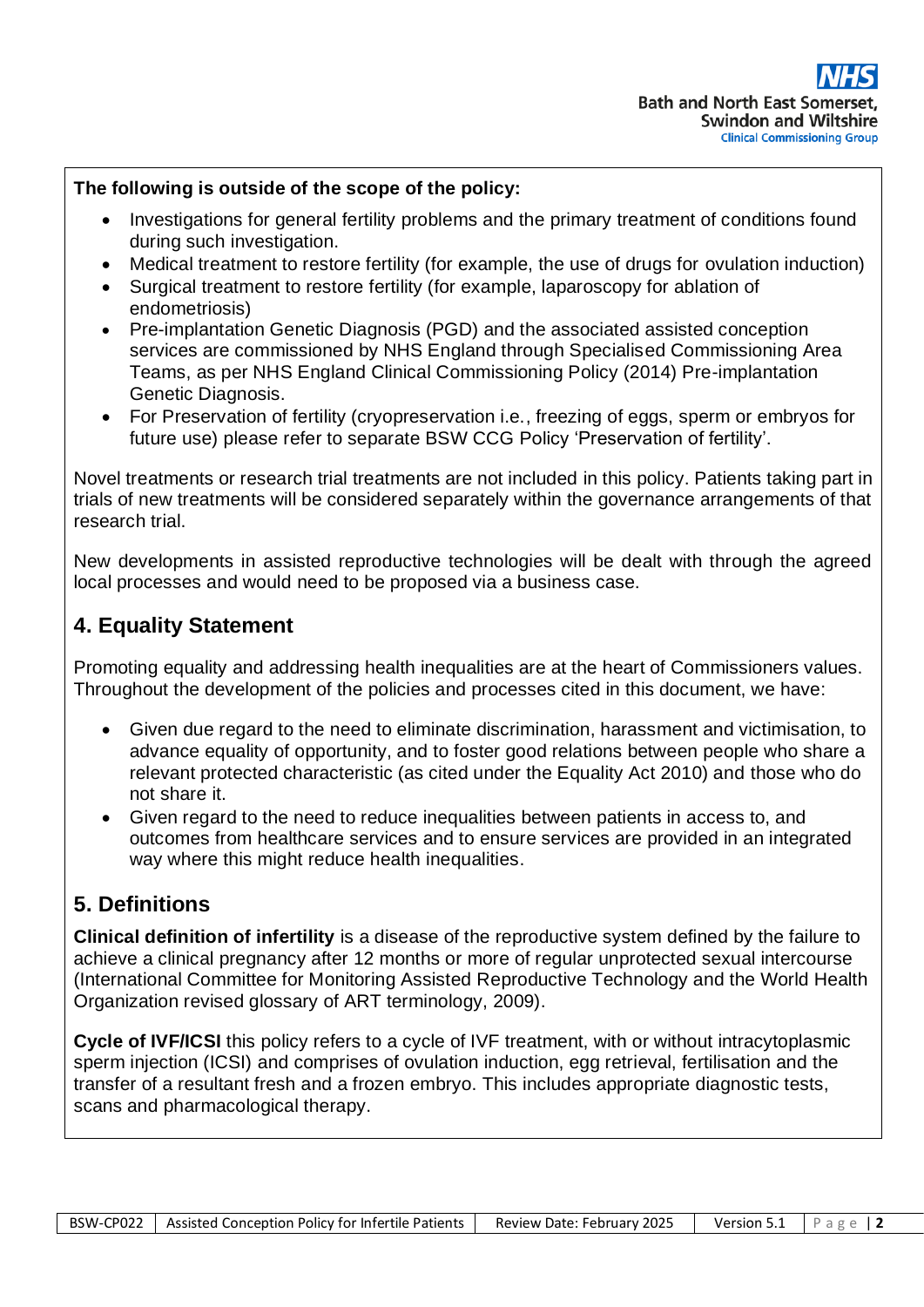**The following is outside of the scope of the policy:**

- Investigations for general fertility problems and the primary treatment of conditions found during such investigation.
- Medical treatment to restore fertility (for example, the use of drugs for ovulation induction)
- Surgical treatment to restore fertility (for example, laparoscopy for ablation of endometriosis)
- Pre-implantation Genetic Diagnosis (PGD) and the associated assisted conception services are commissioned by NHS England through Specialised Commissioning Area Teams, as per NHS England Clinical Commissioning Policy (2014) Pre-implantation Genetic Diagnosis.
- For Preservation of fertility (cryopreservation i.e., freezing of eggs, sperm or embryos for future use) please refer to separate BSW CCG Policy 'Preservation of fertility'.

Novel treatments or research trial treatments are not included in this policy. Patients taking part in trials of new treatments will be considered separately within the governance arrangements of that research trial.

New developments in assisted reproductive technologies will be dealt with through the agreed local processes and would need to be proposed via a business case.

## 4. Equality Statement

Promoting equality and addressing health inequalities are at the heart of Commissioners values. Throughout the development of the policies and processes cited in this document, we have:

- Given due regard to the need to eliminate discrimination, harassment and victimisation, to advance equality of opportunity, and to foster good relations between people who share a relevant protected characteristic (as cited under the Equality Act 2010) and those who do not share it.
- Given regard to the need to reduce inequalities between patients in access to, and outcomes from healthcare services and to ensure services are provided in an integrated way where this might reduce health inequalities.

## 5. Definitions

**Clinical definition of infertility** is a disease of the reproductive system defined by the failure to achieve a clinical pregnancy after 12 months or more of regular unprotected sexual intercourse (International Committee for Monitoring Assisted Reproductive Technology and the World Health Organization revised glossary of ART terminology, 2009).

**Cycle of IVF/ICSI** this policy refers to a cycle of IVF treatment, with or without intracytoplasmic sperm injection (ICSI) and comprises of ovulation induction, egg retrieval, fertilisation and the transfer of a resultant fresh and a frozen embryo. This includes appropriate diagnostic tests, scans and pharmacological therapy.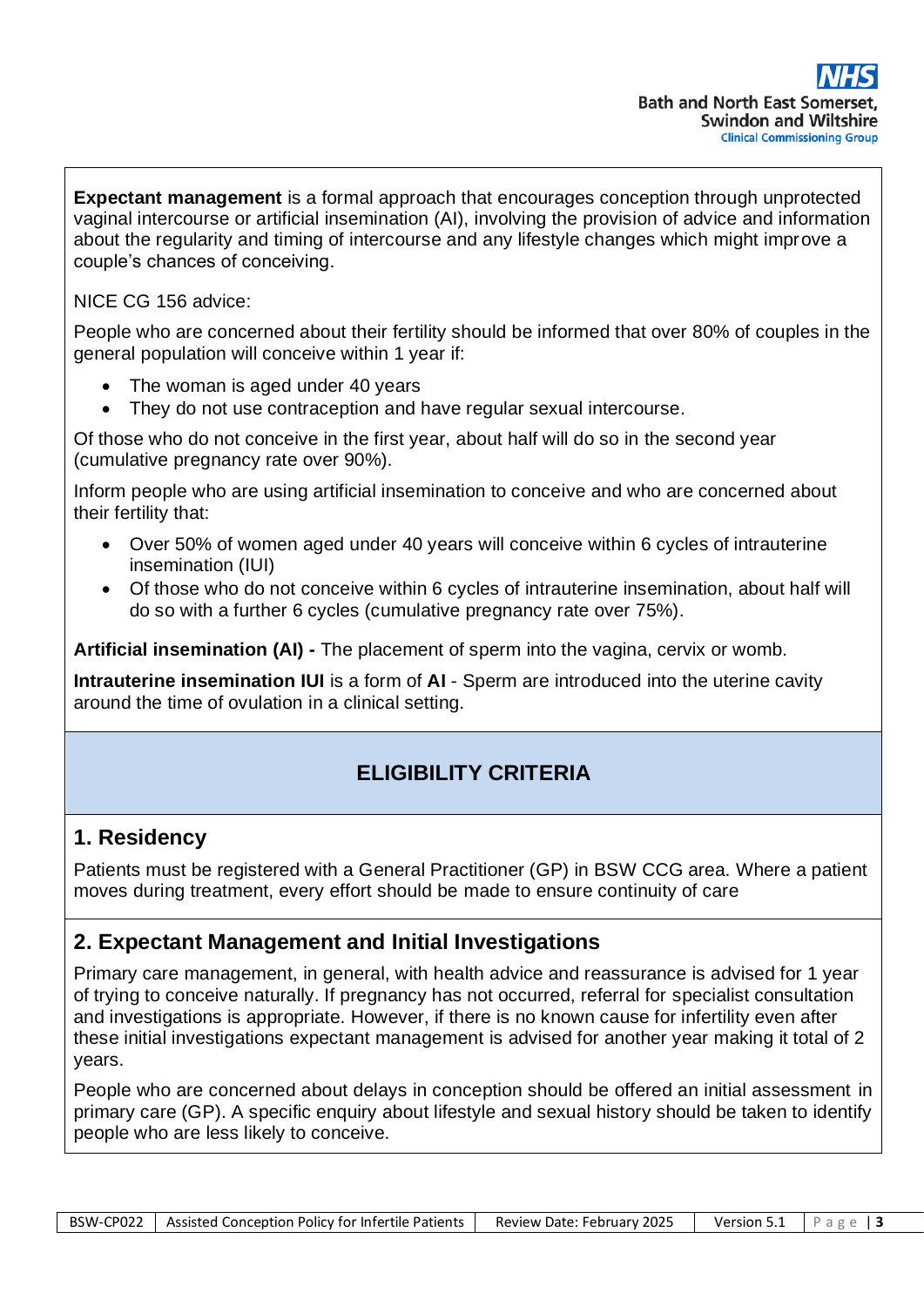**Expectant management** is a formal approach that encourages conception through unprotected vaginal intercourse or artificial insemination (AI), involving the provision of advice and information about the regularity and timing of intercourse and any lifestyle changes which might improve a couple's chances of conceiving.

NICE CG 156 advice:

People who are concerned about their fertility should be informed that over 80% of couples in the general population will conceive within 1 year if:

- The woman is aged under 40 years
- They do not use contraception and have regular sexual intercourse.

Of those who do not conceive in the first year, about half will do so in the second year (cumulative pregnancy rate over 90%).

Inform people who are using artificial insemination to conceive and who are concerned about their fertility that:

- Over 50% of women aged under 40 years will conceive within 6 cycles of intrauterine insemination (IUI)
- Of those who do not conceive within 6 cycles of intrauterine insemination, about half will do so with a further 6 cycles (cumulative pregnancy rate over 75%).

**Artificial insemination (AI) -** The placement of sperm into the vagina, cervix or womb.

**Intrauterine insemination IUI** is a form of **AI** - Sperm are introduced into the uterine cavity around the time of ovulation in a clinical setting.

## ELIGIBILITY CRITERIA

### 1. Residency

Patients must be registered with a General Practitioner (GP) in BSW CCG area. Where a patient moves during treatment, every effort should be made to ensure continuity of care

### 2. Expectant Management and Initial Investigations

Primary care management, in general, with health advice and reassurance is advised for 1 year of trying to conceive naturally. If pregnancy has not occurred, referral for specialist consultation and investigations is appropriate. However, if there is no known cause for infertility even after these initial investigations expectant management is advised for another year making it total of 2 years.

People who are concerned about delays in conception should be offered an initial assessment in primary care (GP). A specific enquiry about lifestyle and sexual history should be taken to identify people who are less likely to conceive.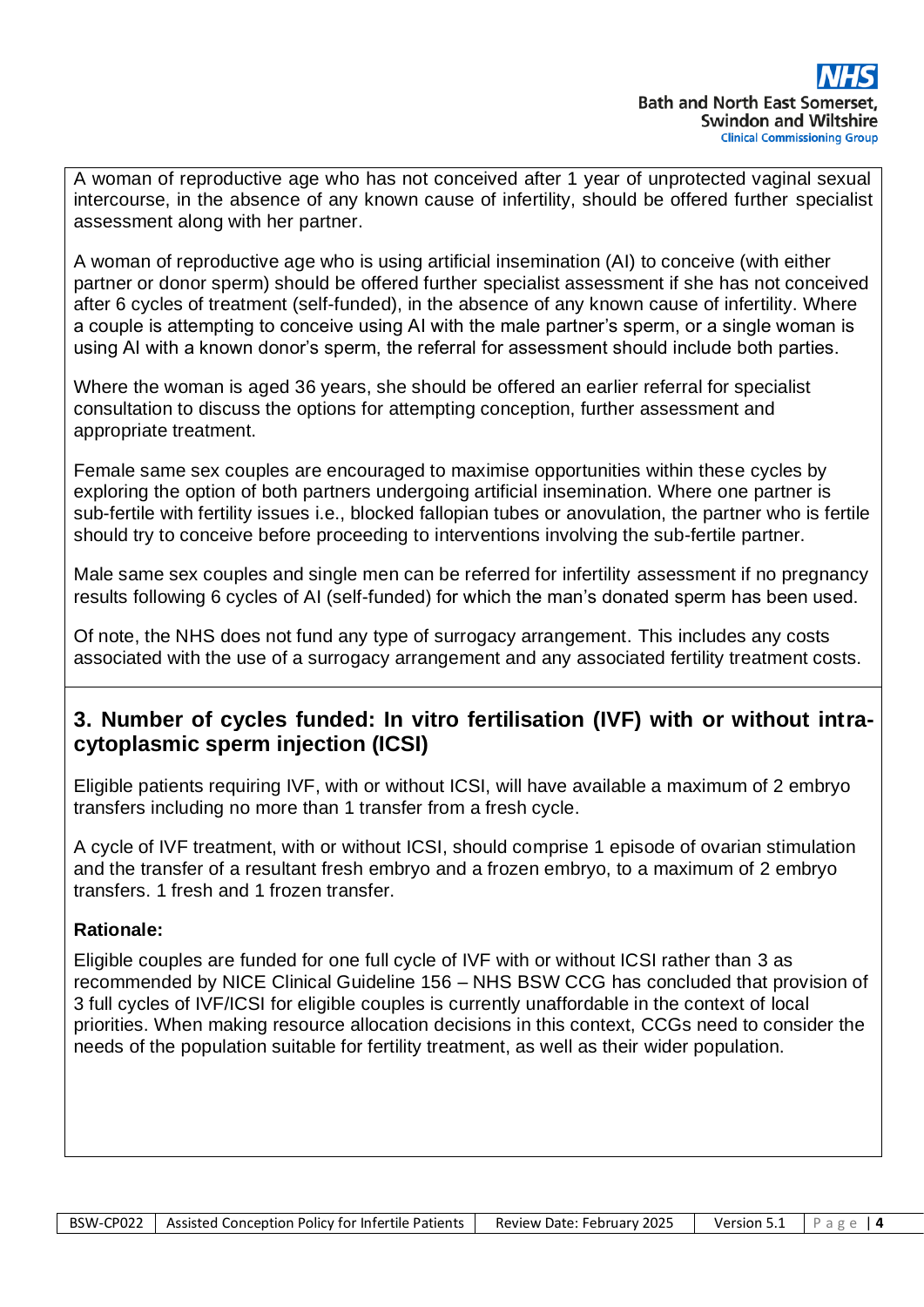A woman of reproductive age who has not conceived after 1 year of unprotected vaginal sexual intercourse, in the absence of any known cause of infertility, should be offered further specialist assessment along with her partner.

A woman of reproductive age who is using artificial insemination (AI) to conceive (with either partner or donor sperm) should be offered further specialist assessment if she has not conceived after 6 cycles of treatment (self-funded), in the absence of any known cause of infertility. Where a couple is attempting to conceive using AI with the male partner's sperm, or a single woman is using AI with a known donor's sperm, the referral for assessment should include both parties.

Where the woman is aged 36 years, she should be offered an earlier referral for specialist consultation to discuss the options for attempting conception, further assessment and appropriate treatment.

Female same sex couples are encouraged to maximise opportunities within these cycles by exploring the option of both partners undergoing artificial insemination. Where one partner is sub-fertile with fertility issues i.e., blocked fallopian tubes or anovulation, the partner who is fertile should try to conceive before proceeding to interventions involving the sub-fertile partner.

Male same sex couples and single men can be referred for infertility assessment if no pregnancy results following 6 cycles of AI (self-funded) for which the man's donated sperm has been used.

Of note, the NHS does not fund any type of surrogacy arrangement. This includes any costs associated with the use of a surrogacy arrangement and any associated fertility treatment costs.

## 3. Number of cycles funded: In vitro fertilisation (IVF) with or without intra-cytoplasmic sperm injection (ICSI)

Eligible patients requiring IVF, with or without ICSI, will have available a maximum of 2 embryo transfers including no more than 1 transfer from a fresh cycle.

A cycle of IVF treatment, with or without ICSI, should comprise 1 episode of ovarian stimulation and the transfer of a resultant fresh embryo and a frozen embryo, to a maximum of 2 embryo transfers. 1 fresh and 1 frozen transfer.

**Rationale:**

Eligible couples are funded for one full cycle of IVF with or without ICSI rather than 3 as recommended by NICE Clinical Guideline 156 – NHS BSW CCG has concluded that provision of 3 full cycles of IVF/ICSI for eligible couples is currently unaffordable in the context of local priorities. When making resource allocation decisions in this context, CCGs need to consider the needs of the population suitable for fertility treatment, as well as their wider population.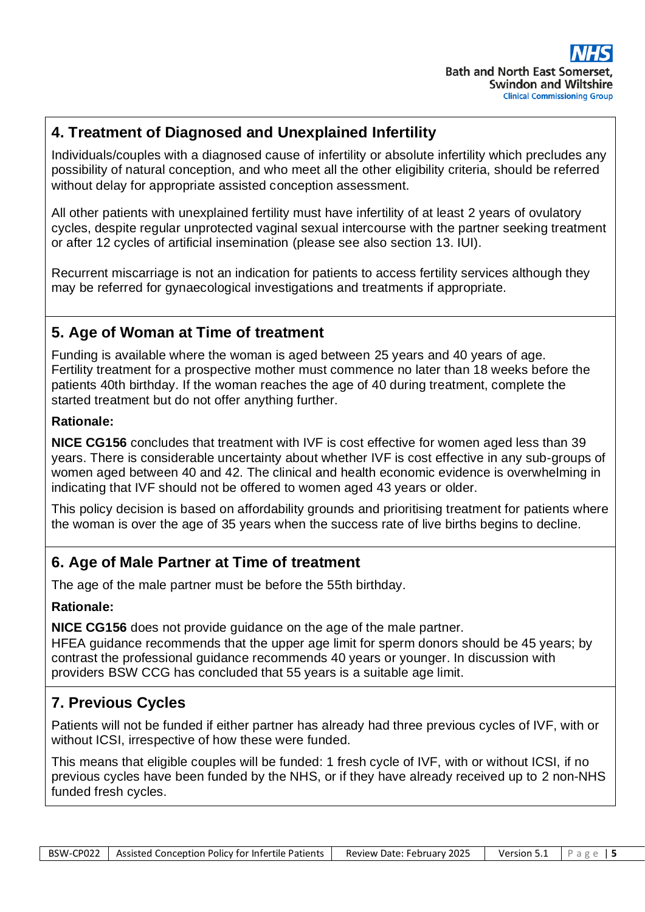## 4. Treatment of Diagnosed and Unexplained Infertility

Individuals/couples with a diagnosed cause of infertility or absolute infertility which precludes any possibility of natural conception, and who meet all the other eligibility criteria, should be referred without delay for appropriate assisted conception assessment.

All other patients with unexplained fertility must have infertility of at least 2 years of ovulatory cycles, despite regular unprotected vaginal sexual intercourse with the partner seeking treatment or after 12 cycles of artificial insemination (please see also section 13. IUI).

Recurrent miscarriage is not an indication for patients to access fertility services although they may be referred for gynaecological investigations and treatments if appropriate.

## 5. Age of Woman at Time of treatment

Funding is available where the woman is aged between 25 years and 40 years of age. Fertility treatment for a prospective mother must commence no later than 18 weeks before the patients 40th birthday. If the woman reaches the age of 40 during treatment, complete the started treatment but do not offer anything further.

**Rationale:**

**NICE CG156** concludes that treatment with IVF is cost effective for women aged less than 39 years. There is considerable uncertainty about whether IVF is cost effective in any sub-groups of women aged between 40 and 42. The clinical and health economic evidence is overwhelming in indicating that IVF should not be offered to women aged 43 years or older.

This policy decision is based on affordability grounds and prioritising treatment for patients where the woman is over the age of 35 years when the success rate of live births begins to decline.

## 6. Age of Male Partner at Time of treatment

The age of the male partner must be before the 55th birthday.

**Rationale:**

**NICE CG156** does not provide guidance on the age of the male partner.
HFEA guidance recommends that the upper age limit for sperm donors should be 45 years; by contrast the professional guidance recommends 40 years or younger. In discussion with providers BSW CCG has concluded that 55 years is a suitable age limit.

## 7. Previous Cycles

Patients will not be funded if either partner has already had three previous cycles of IVF, with or without ICSI, irrespective of how these were funded.

This means that eligible couples will be funded: 1 fresh cycle of IVF, with or without ICSI, if no previous cycles have been funded by the NHS, or if they have already received up to 2 non-NHS funded fresh cycles.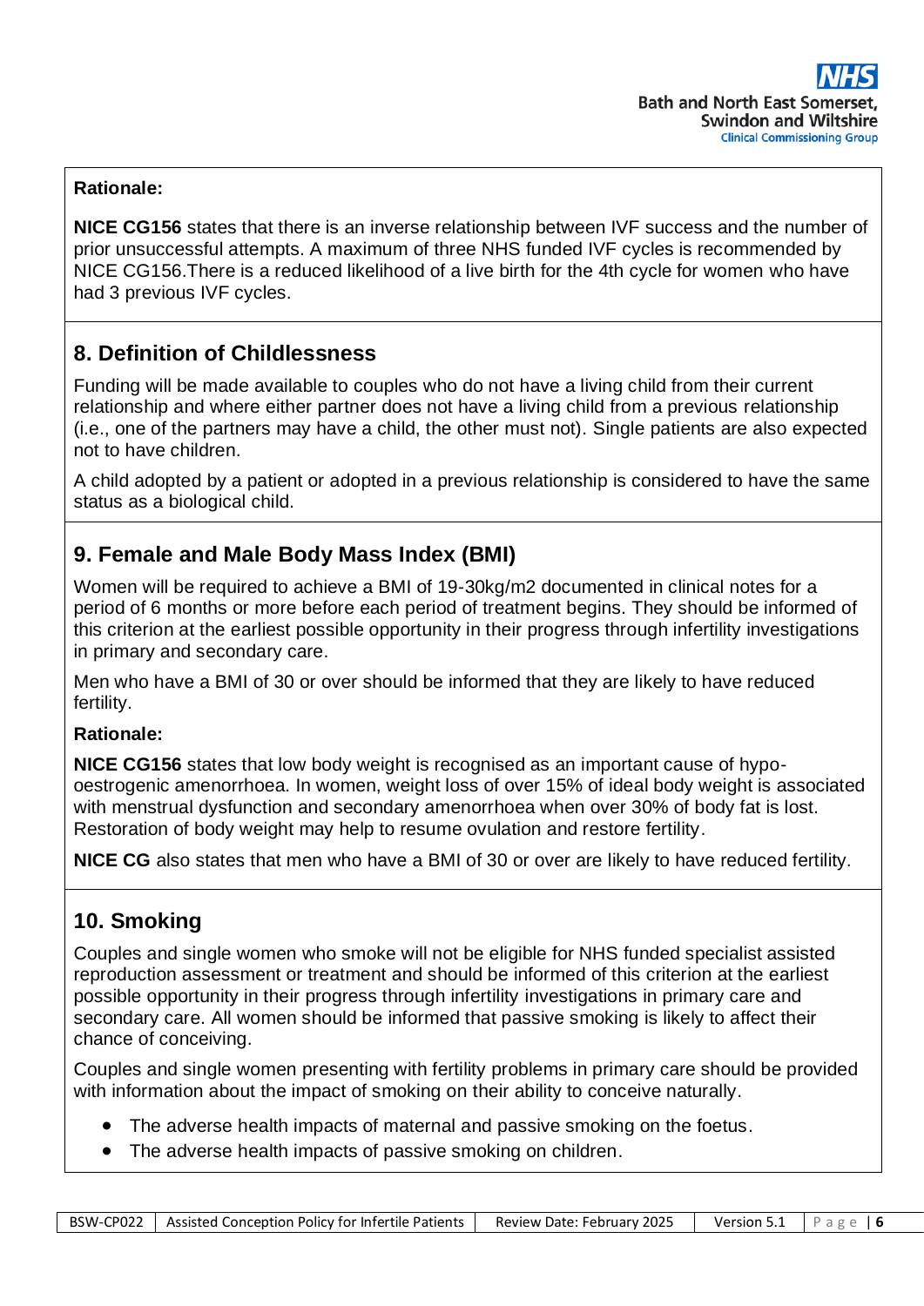**Rationale:**

**NICE CG156** states that there is an inverse relationship between IVF success and the number of prior unsuccessful attempts. A maximum of three NHS funded IVF cycles is recommended by NICE CG156.There is a reduced likelihood of a live birth for the 4th cycle for women who have had 3 previous IVF cycles.

## 8. Definition of Childlessness

Funding will be made available to couples who do not have a living child from their current relationship and where either partner does not have a living child from a previous relationship (i.e., one of the partners may have a child, the other must not). Single patients are also expected not to have children.

A child adopted by a patient or adopted in a previous relationship is considered to have the same status as a biological child.

## 9. Female and Male Body Mass Index (BMI)

Women will be required to achieve a BMI of 19-30kg/m2 documented in clinical notes for a period of 6 months or more before each period of treatment begins. They should be informed of this criterion at the earliest possible opportunity in their progress through infertility investigations in primary and secondary care.

Men who have a BMI of 30 or over should be informed that they are likely to have reduced fertility.

**Rationale:**

**NICE CG156** states that low body weight is recognised as an important cause of hypo-oestrogenic amenorrhoea. In women, weight loss of over 15% of ideal body weight is associated with menstrual dysfunction and secondary amenorrhoea when over 30% of body fat is lost. Restoration of body weight may help to resume ovulation and restore fertility.

**NICE CG** also states that men who have a BMI of 30 or over are likely to have reduced fertility.

## 10. Smoking

Couples and single women who smoke will not be eligible for NHS funded specialist assisted reproduction assessment or treatment and should be informed of this criterion at the earliest possible opportunity in their progress through infertility investigations in primary care and secondary care. All women should be informed that passive smoking is likely to affect their chance of conceiving.

Couples and single women presenting with fertility problems in primary care should be provided with information about the impact of smoking on their ability to conceive naturally.

- The adverse health impacts of maternal and passive smoking on the foetus.
- The adverse health impacts of passive smoking on children.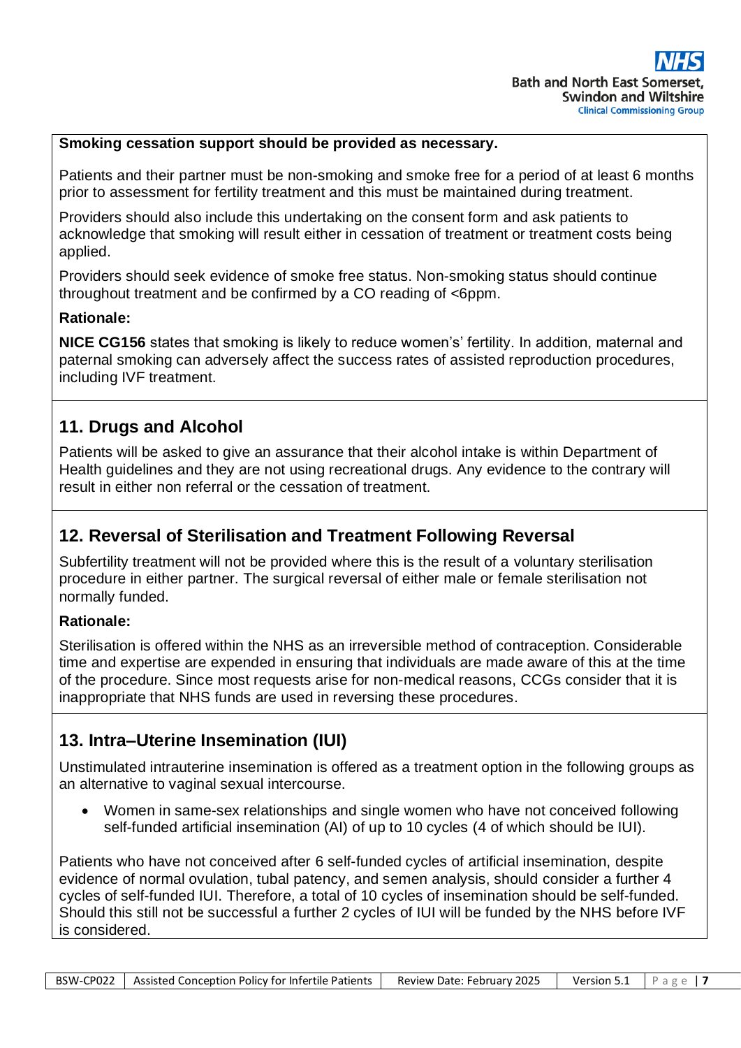**Smoking cessation support should be provided as necessary.**

Patients and their partner must be non-smoking and smoke free for a period of at least 6 months prior to assessment for fertility treatment and this must be maintained during treatment.

Providers should also include this undertaking on the consent form and ask patients to acknowledge that smoking will result either in cessation of treatment or treatment costs being applied.

Providers should seek evidence of smoke free status. Non-smoking status should continue throughout treatment and be confirmed by a CO reading of <6ppm.

**Rationale:**

**NICE CG156** states that smoking is likely to reduce women's' fertility. In addition, maternal and paternal smoking can adversely affect the success rates of assisted reproduction procedures, including IVF treatment.

## 11. Drugs and Alcohol

Patients will be asked to give an assurance that their alcohol intake is within Department of Health guidelines and they are not using recreational drugs. Any evidence to the contrary will result in either non referral or the cessation of treatment.

## 12. Reversal of Sterilisation and Treatment Following Reversal

Subfertility treatment will not be provided where this is the result of a voluntary sterilisation procedure in either partner. The surgical reversal of either male or female sterilisation not normally funded.

**Rationale:**

Sterilisation is offered within the NHS as an irreversible method of contraception. Considerable time and expertise are expended in ensuring that individuals are made aware of this at the time of the procedure. Since most requests arise for non-medical reasons, CCGs consider that it is inappropriate that NHS funds are used in reversing these procedures.

## 13. Intra–Uterine Insemination (IUI)

Unstimulated intrauterine insemination is offered as a treatment option in the following groups as an alternative to vaginal sexual intercourse.

- Women in same-sex relationships and single women who have not conceived following self-funded artificial insemination (AI) of up to 10 cycles (4 of which should be IUI).

Patients who have not conceived after 6 self-funded cycles of artificial insemination, despite evidence of normal ovulation, tubal patency, and semen analysis, should consider a further 4 cycles of self-funded IUI. Therefore, a total of 10 cycles of insemination should be self-funded. Should this still not be successful a further 2 cycles of IUI will be funded by the NHS before IVF is considered.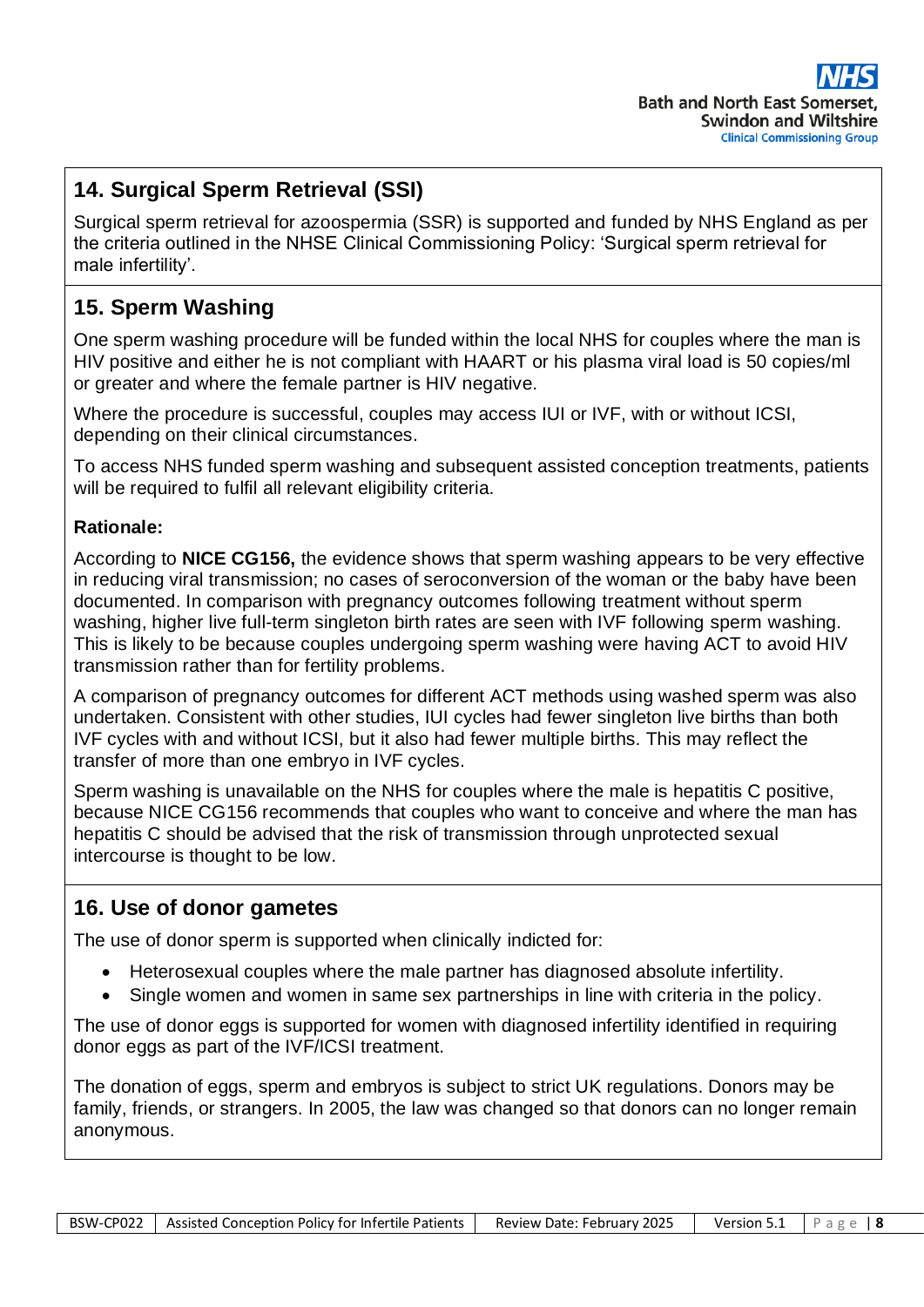## 14. Surgical Sperm Retrieval (SSI)

Surgical sperm retrieval for azoospermia (SSR) is supported and funded by NHS England as per the criteria outlined in the NHSE Clinical Commissioning Policy: 'Surgical sperm retrieval for male infertility'.

## 15. Sperm Washing

One sperm washing procedure will be funded within the local NHS for couples where the man is HIV positive and either he is not compliant with HAART or his plasma viral load is 50 copies/ml or greater and where the female partner is HIV negative.

Where the procedure is successful, couples may access IUI or IVF, with or without ICSI, depending on their clinical circumstances.

To access NHS funded sperm washing and subsequent assisted conception treatments, patients will be required to fulfil all relevant eligibility criteria.

**Rationale:**

According to **NICE CG156,** the evidence shows that sperm washing appears to be very effective in reducing viral transmission; no cases of seroconversion of the woman or the baby have been documented. In comparison with pregnancy outcomes following treatment without sperm washing, higher live full-term singleton birth rates are seen with IVF following sperm washing. This is likely to be because couples undergoing sperm washing were having ACT to avoid HIV transmission rather than for fertility problems.

A comparison of pregnancy outcomes for different ACT methods using washed sperm was also undertaken. Consistent with other studies, IUI cycles had fewer singleton live births than both IVF cycles with and without ICSI, but it also had fewer multiple births. This may reflect the transfer of more than one embryo in IVF cycles.

Sperm washing is unavailable on the NHS for couples where the male is hepatitis C positive, because NICE CG156 recommends that couples who want to conceive and where the man has hepatitis C should be advised that the risk of transmission through unprotected sexual intercourse is thought to be low.

## 16. Use of donor gametes

The use of donor sperm is supported when clinically indicted for:

- Heterosexual couples where the male partner has diagnosed absolute infertility.
- Single women and women in same sex partnerships in line with criteria in the policy.

The use of donor eggs is supported for women with diagnosed infertility identified in requiring donor eggs as part of the IVF/ICSI treatment.

The donation of eggs, sperm and embryos is subject to strict UK regulations. Donors may be family, friends, or strangers. In 2005, the law was changed so that donors can no longer remain anonymous.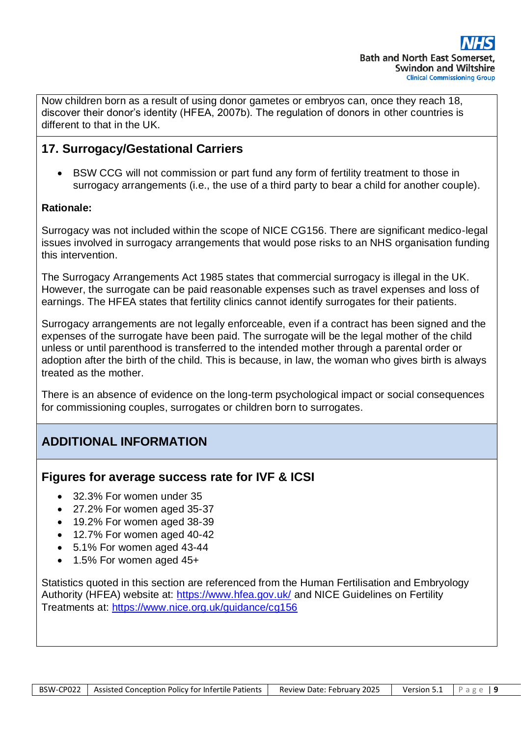Now children born as a result of using donor gametes or embryos can, once they reach 18, discover their donor's identity (HFEA, 2007b). The regulation of donors in other countries is different to that in the UK.

## 17. Surrogacy/Gestational Carriers

- BSW CCG will not commission or part fund any form of fertility treatment to those in surrogacy arrangements (i.e., the use of a third party to bear a child for another couple).

**Rationale:**

Surrogacy was not included within the scope of NICE CG156. There are significant medico-legal issues involved in surrogacy arrangements that would pose risks to an NHS organisation funding this intervention.

The Surrogacy Arrangements Act 1985 states that commercial surrogacy is illegal in the UK. However, the surrogate can be paid reasonable expenses such as travel expenses and loss of earnings. The HFEA states that fertility clinics cannot identify surrogates for their patients.

Surrogacy arrangements are not legally enforceable, even if a contract has been signed and the expenses of the surrogate have been paid. The surrogate will be the legal mother of the child unless or until parenthood is transferred to the intended mother through a parental order or adoption after the birth of the child. This is because, in law, the woman who gives birth is always treated as the mother.

There is an absence of evidence on the long-term psychological impact or social consequences for commissioning couples, surrogates or children born to surrogates.

# ADDITIONAL INFORMATION

## Figures for average success rate for IVF & ICSI

- 32.3% For women under 35
- 27.2% For women aged 35-37
- 19.2% For women aged 38-39
- 12.7% For women aged 40-42
- 5.1% For women aged 43-44
- 1.5% For women aged 45+

Statistics quoted in this section are referenced from the Human Fertilisation and Embryology Authority (HFEA) website at: [https://www.hfea.gov.uk/](https://www.hfea.gov.uk/) and NICE Guidelines on Fertility Treatments at: [https://www.nice.org.uk/guidance/cg156](https://www.nice.org.uk/guidance/cg156)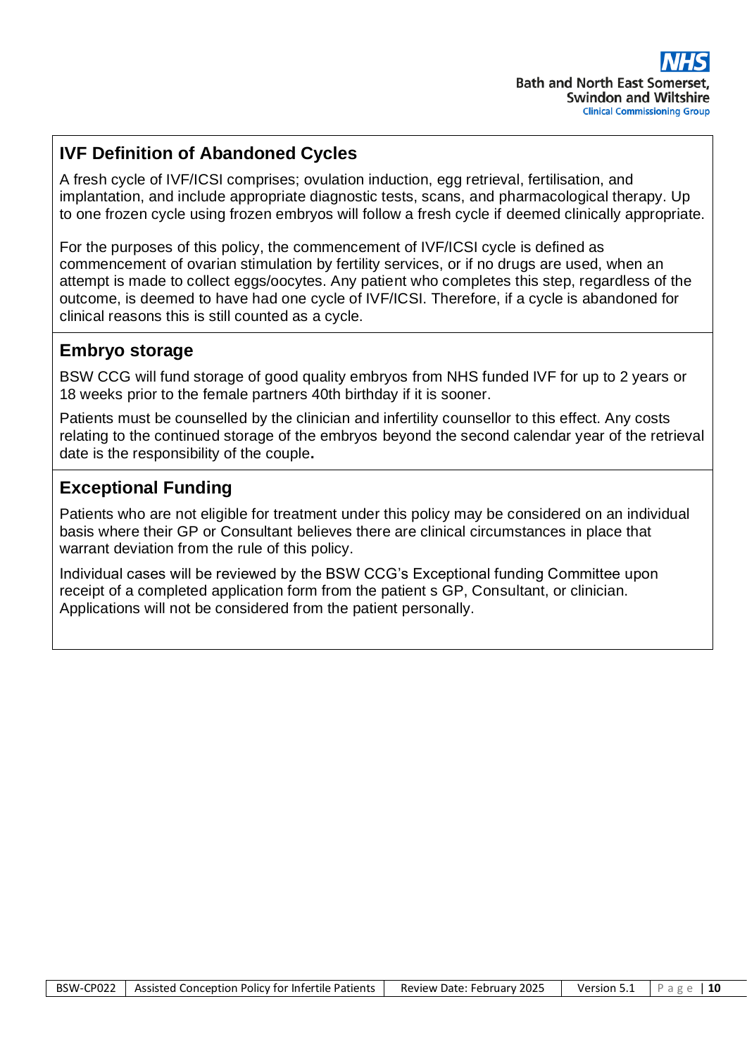## IVF Definition of Abandoned Cycles

A fresh cycle of IVF/ICSI comprises; ovulation induction, egg retrieval, fertilisation, and implantation, and include appropriate diagnostic tests, scans, and pharmacological therapy. Up to one frozen cycle using frozen embryos will follow a fresh cycle if deemed clinically appropriate.

For the purposes of this policy, the commencement of IVF/ICSI cycle is defined as commencement of ovarian stimulation by fertility services, or if no drugs are used, when an attempt is made to collect eggs/oocytes. Any patient who completes this step, regardless of the outcome, is deemed to have had one cycle of IVF/ICSI. Therefore, if a cycle is abandoned for clinical reasons this is still counted as a cycle.

## Embryo storage

BSW CCG will fund storage of good quality embryos from NHS funded IVF for up to 2 years or 18 weeks prior to the female partners 40th birthday if it is sooner.

Patients must be counselled by the clinician and infertility counsellor to this effect. Any costs relating to the continued storage of the embryos beyond the second calendar year of the retrieval date is the responsibility of the couple.

## Exceptional Funding

Patients who are not eligible for treatment under this policy may be considered on an individual basis where their GP or Consultant believes there are clinical circumstances in place that warrant deviation from the rule of this policy.

Individual cases will be reviewed by the BSW CCG's Exceptional funding Committee upon receipt of a completed application form from the patient s GP, Consultant, or clinician. Applications will not be considered from the patient personally.